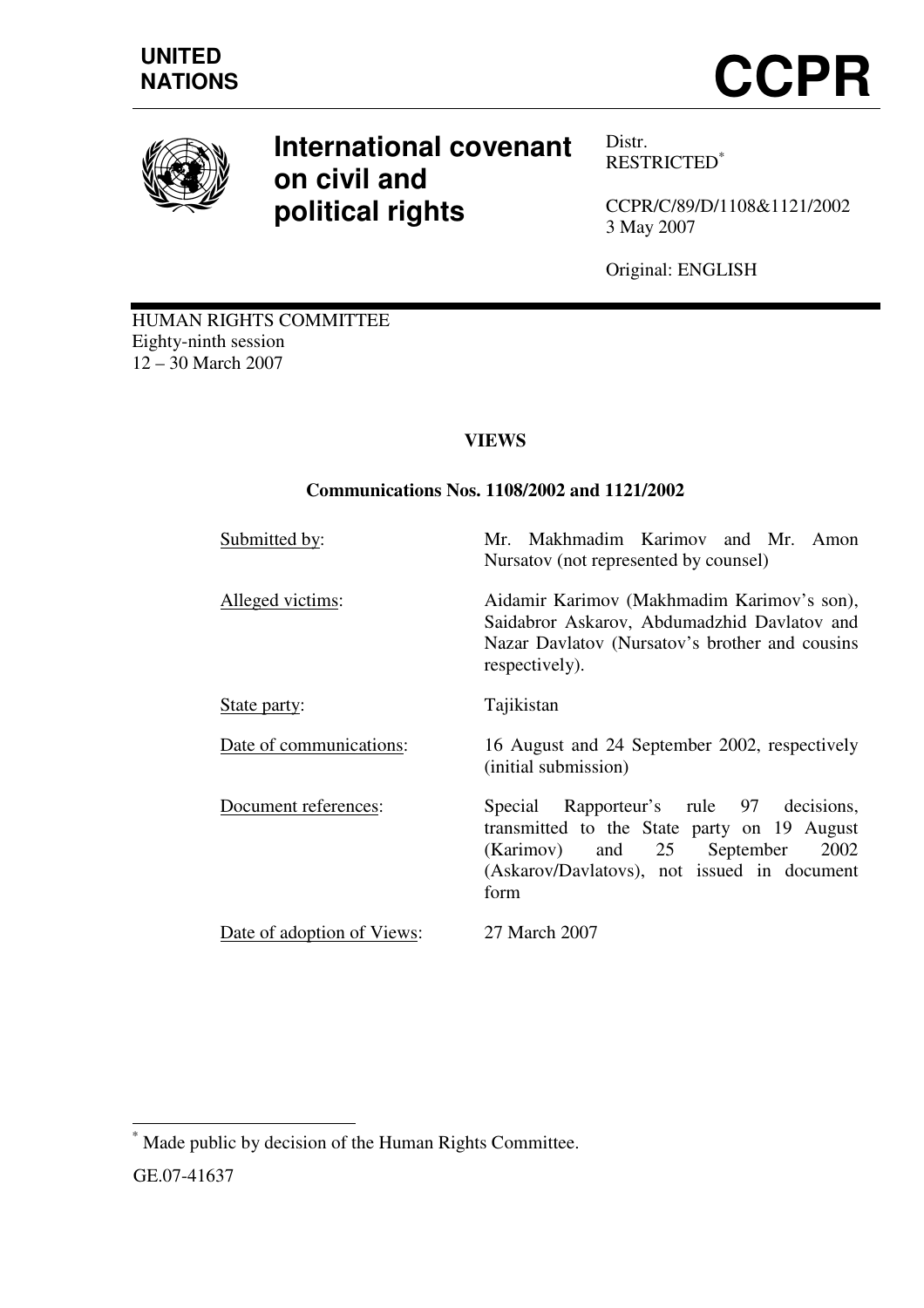UNITED NATIONS

# CCPR

## International covenant on civil and political rights

Distr.
RESTRICTED[*]

CCPR/C/89/D/1108&1121/2002
3 May 2007

Original: ENGLISH

HUMAN RIGHTS COMMITTEE
Eighty-ninth session
12 – 30 March 2007

**VIEWS**

**Communications Nos. 1108/2002 and 1121/2002**

| | |
|---|---|
| Submitted by: | Mr. Makhmadim Karimov and Mr. Amon Nursatov (not represented by counsel) |
| Alleged victims: | Aidamir Karimov (Makhmadim Karimov's son), Saidabror Askarov, Abdumadzhid Davlatov and Nazar Davlatov (Nursatov's brother and cousins respectively). |
| State party: | Tajikistan |
| Date of communications: | 16 August and 24 September 2002, respectively (initial submission) |
| Document references: | Special Rapporteur's rule 97 decisions, transmitted to the State party on 19 August (Karimov) and 25 September 2002 (Askarov/Davlatovs), not issued in document form |
| Date of adoption of Views: | 27 March 2007 |

[*] Made public by decision of the Human Rights Committee.

GE.07-41637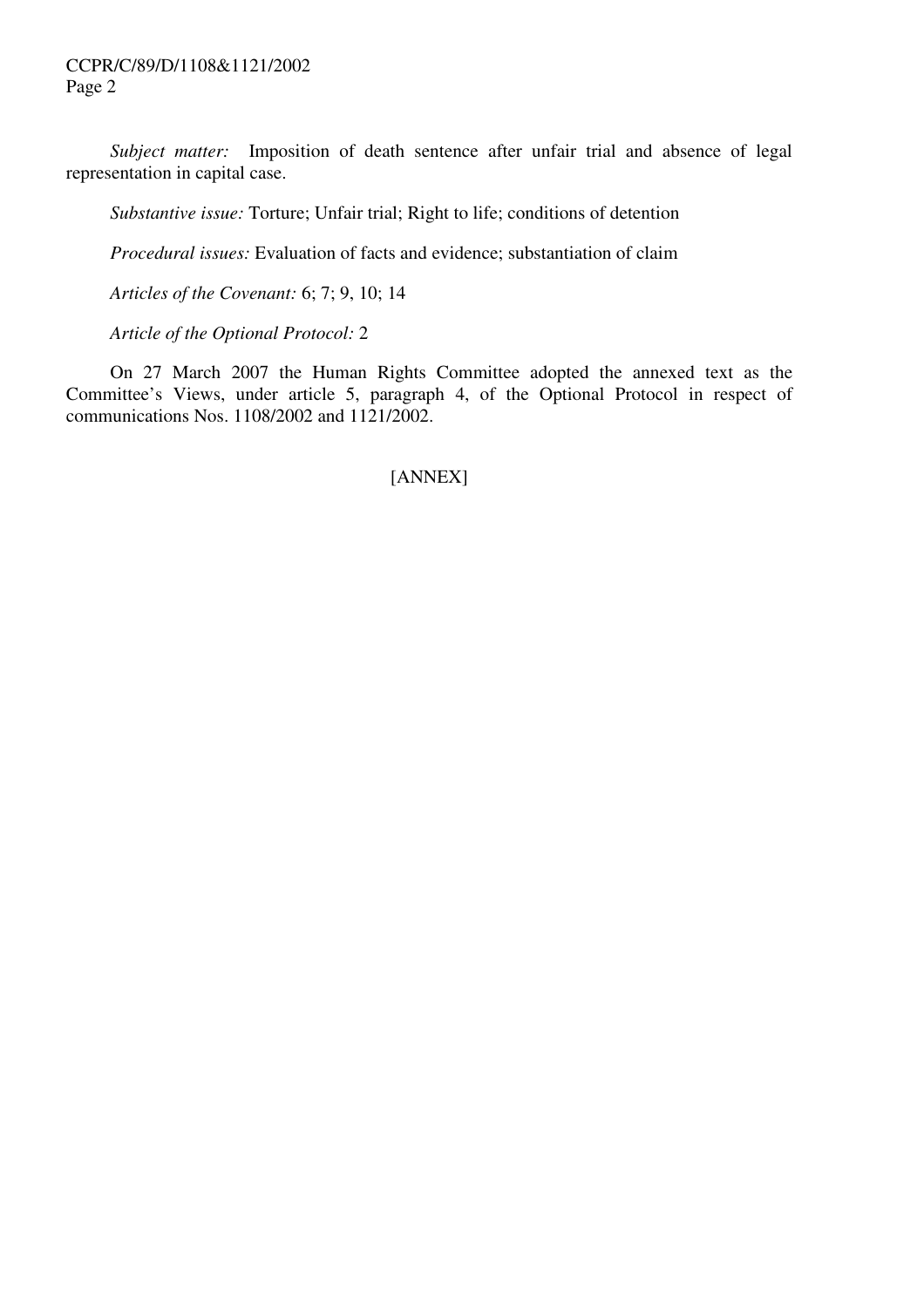*Subject matter:* Imposition of death sentence after unfair trial and absence of legal representation in capital case.

*Substantive issue:* Torture; Unfair trial; Right to life; conditions of detention

*Procedural issues:* Evaluation of facts and evidence; substantiation of claim

*Articles of the Covenant:* 6; 7; 9, 10; 14

*Article of the Optional Protocol:* 2

On 27 March 2007 the Human Rights Committee adopted the annexed text as the Committee's Views, under article 5, paragraph 4, of the Optional Protocol in respect of communications Nos. 1108/2002 and 1121/2002.

[ANNEX]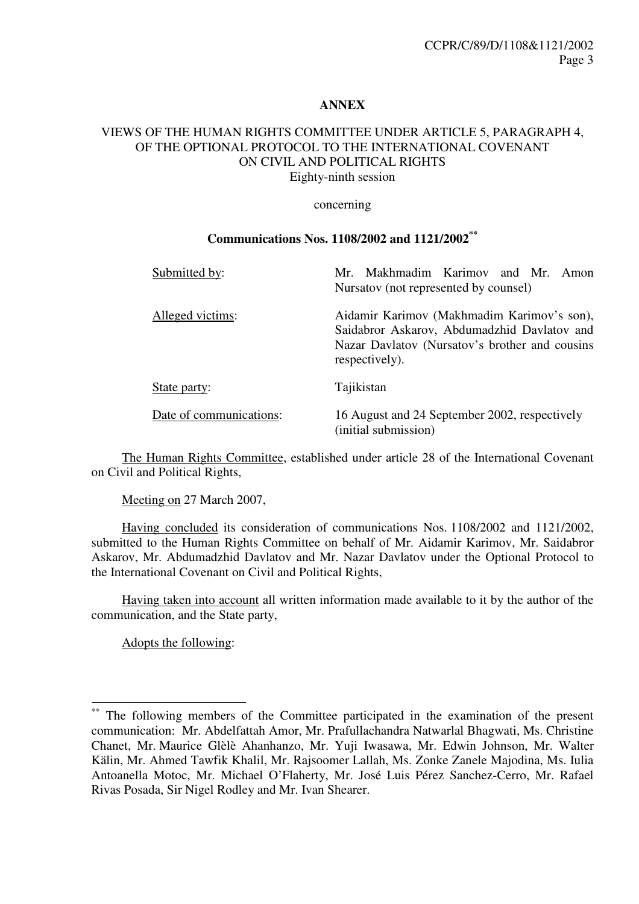**ANNEX**

**VIEWS OF THE HUMAN RIGHTS COMMITTEE UNDER ARTICLE 5, PARAGRAPH 4, OF THE OPTIONAL PROTOCOL TO THE INTERNATIONAL COVENANT ON CIVIL AND POLITICAL RIGHTS**

Eighty-ninth session

concerning

**Communications Nos. 1108/2002 and 1121/2002**[**]

| | |
|---|---|
| Submitted by: | Mr. Makhmadim Karimov and Mr. Amon Nursatov (not represented by counsel) |
| Alleged victims: | Aidamir Karimov (Makhmadim Karimov's son), Saidabror Askarov, Abdumadzhid Davlatov and Nazar Davlatov (Nursatov's brother and cousins respectively). |
| State party: | Tajikistan |
| Date of communications: | 16 August and 24 September 2002, respectively (initial submission) |

The Human Rights Committee, established under article 28 of the International Covenant on Civil and Political Rights,

Meeting on 27 March 2007,

Having concluded its consideration of communications Nos. 1108/2002 and 1121/2002, submitted to the Human Rights Committee on behalf of Mr. Aidamir Karimov, Mr. Saidabror Askarov, Mr. Abdumadzhid Davlatov and Mr. Nazar Davlatov under the Optional Protocol to the International Covenant on Civil and Political Rights,

Having taken into account all written information made available to it by the author of the communication, and the State party,

Adopts the following:

---

[**] The following members of the Committee participated in the examination of the present communication: Mr. Abdelfattah Amor, Mr. Prafullachandra Natwarlal Bhagwati, Ms. Christine Chanet, Mr. Maurice Glèlè Ahanhanzo, Mr. Yuji Iwasawa, Mr. Edwin Johnson, Mr. Walter Kälin, Mr. Ahmed Tawfik Khalil, Mr. Rajsoomer Lallah, Ms. Zonke Zanele Majodina, Ms. Iulia Antoanella Motoc, Mr. Michael O'Flaherty, Mr. José Luis Pérez Sanchez-Cerro, Mr. Rafael Rivas Posada, Sir Nigel Rodley and Mr. Ivan Shearer.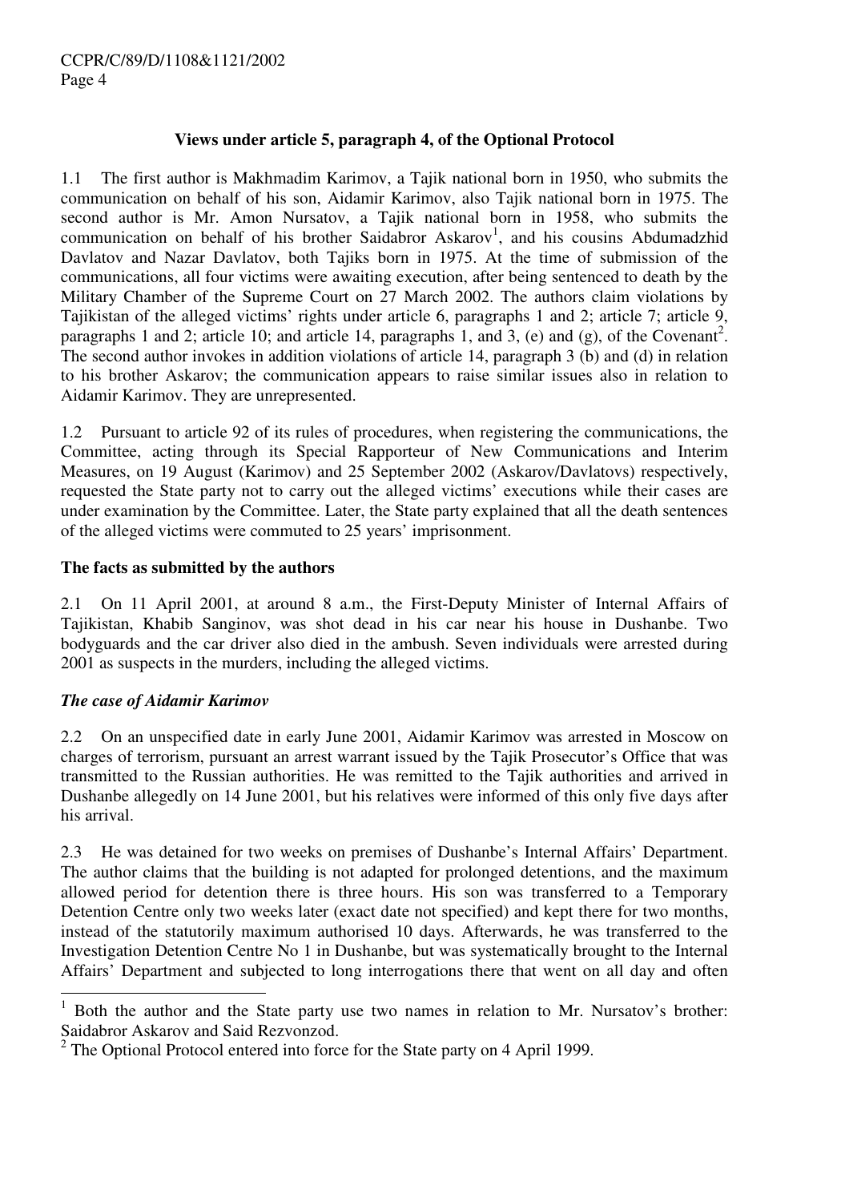### Views under article 5, paragraph 4, of the Optional Protocol

1.1 The first author is Makhmadim Karimov, a Tajik national born in 1950, who submits the communication on behalf of his son, Aidamir Karimov, also Tajik national born in 1975. The second author is Mr. Amon Nursatov, a Tajik national born in 1958, who submits the communication on behalf of his brother Saidabror Askarov[1], and his cousins Abdumadzhid Davlatov and Nazar Davlatov, both Tajiks born in 1975. At the time of submission of the communications, all four victims were awaiting execution, after being sentenced to death by the Military Chamber of the Supreme Court on 27 March 2002. The authors claim violations by Tajikistan of the alleged victims' rights under article 6, paragraphs 1 and 2; article 7; article 9, paragraphs 1 and 2; article 10; and article 14, paragraphs 1, and 3, (e) and (g), of the Covenant[2]. The second author invokes in addition violations of article 14, paragraph 3 (b) and (d) in relation to his brother Askarov; the communication appears to raise similar issues also in relation to Aidamir Karimov. They are unrepresented.

1.2 Pursuant to article 92 of its rules of procedures, when registering the communications, the Committee, acting through its Special Rapporteur of New Communications and Interim Measures, on 19 August (Karimov) and 25 September 2002 (Askarov/Davlatovs) respectively, requested the State party not to carry out the alleged victims' executions while their cases are under examination by the Committee. Later, the State party explained that all the death sentences of the alleged victims were commuted to 25 years' imprisonment.

### The facts as submitted by the authors

2.1 On 11 April 2001, at around 8 a.m., the First-Deputy Minister of Internal Affairs of Tajikistan, Khabib Sanginov, was shot dead in his car near his house in Dushanbe. Two bodyguards and the car driver also died in the ambush. Seven individuals were arrested during 2001 as suspects in the murders, including the alleged victims.

#### *The case of Aidamir Karimov*

2.2 On an unspecified date in early June 2001, Aidamir Karimov was arrested in Moscow on charges of terrorism, pursuant an arrest warrant issued by the Tajik Prosecutor's Office that was transmitted to the Russian authorities. He was remitted to the Tajik authorities and arrived in Dushanbe allegedly on 14 June 2001, but his relatives were informed of this only five days after his arrival.

2.3 He was detained for two weeks on premises of Dushanbe's Internal Affairs' Department. The author claims that the building is not adapted for prolonged detentions, and the maximum allowed period for detention there is three hours. His son was transferred to a Temporary Detention Centre only two weeks later (exact date not specified) and kept there for two months, instead of the statutorily maximum authorised 10 days. Afterwards, he was transferred to the Investigation Detention Centre No 1 in Dushanbe, but was systematically brought to the Internal Affairs' Department and subjected to long interrogations there that went on all day and often

---

[1] Both the author and the State party use two names in relation to Mr. Nursatov's brother: Saidabror Askarov and Said Rezvonzod.

[2] The Optional Protocol entered into force for the State party on 4 April 1999.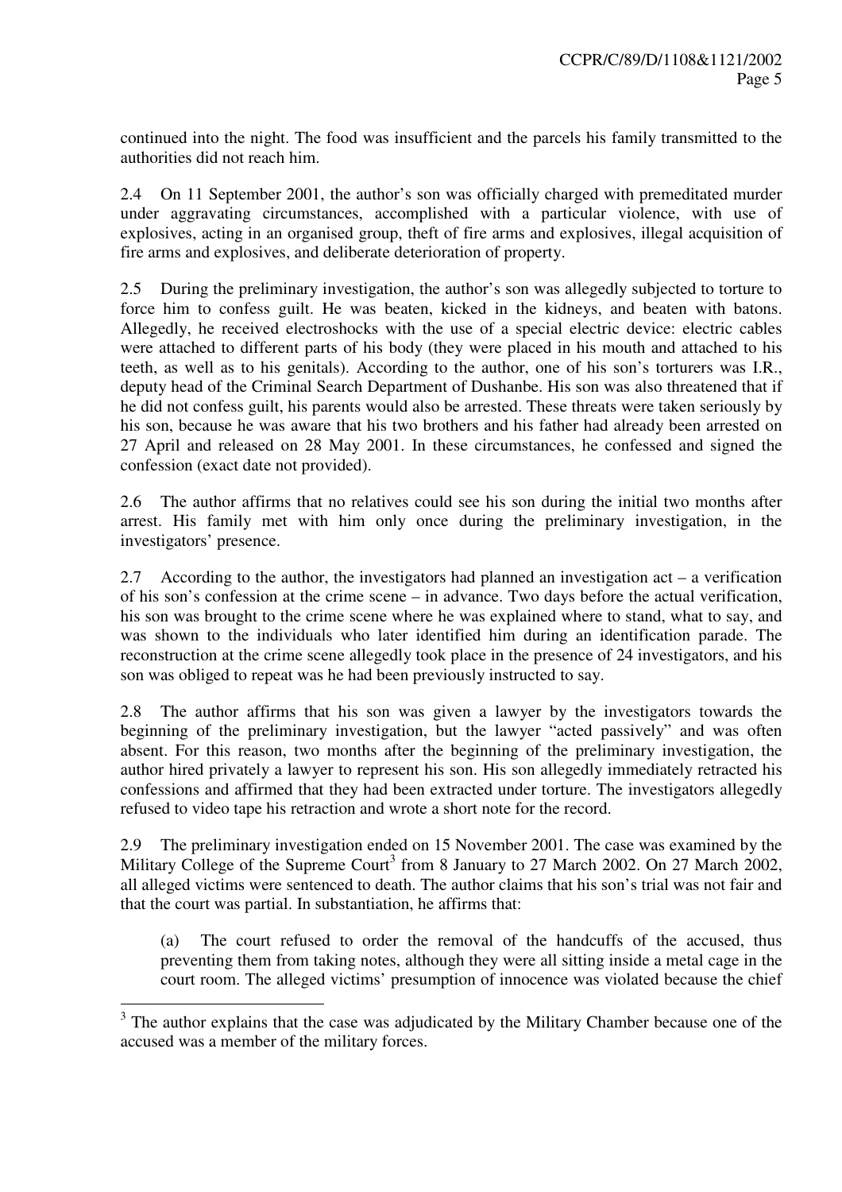continued into the night. The food was insufficient and the parcels his family transmitted to the authorities did not reach him.

2.4 On 11 September 2001, the author's son was officially charged with premeditated murder under aggravating circumstances, accomplished with a particular violence, with use of explosives, acting in an organised group, theft of fire arms and explosives, illegal acquisition of fire arms and explosives, and deliberate deterioration of property.

2.5 During the preliminary investigation, the author's son was allegedly subjected to torture to force him to confess guilt. He was beaten, kicked in the kidneys, and beaten with batons. Allegedly, he received electroshocks with the use of a special electric device: electric cables were attached to different parts of his body (they were placed in his mouth and attached to his teeth, as well as to his genitals). According to the author, one of his son's torturers was I.R., deputy head of the Criminal Search Department of Dushanbe. His son was also threatened that if he did not confess guilt, his parents would also be arrested. These threats were taken seriously by his son, because he was aware that his two brothers and his father had already been arrested on 27 April and released on 28 May 2001. In these circumstances, he confessed and signed the confession (exact date not provided).

2.6 The author affirms that no relatives could see his son during the initial two months after arrest. His family met with him only once during the preliminary investigation, in the investigators' presence.

2.7 According to the author, the investigators had planned an investigation act – a verification of his son's confession at the crime scene – in advance. Two days before the actual verification, his son was brought to the crime scene where he was explained where to stand, what to say, and was shown to the individuals who later identified him during an identification parade. The reconstruction at the crime scene allegedly took place in the presence of 24 investigators, and his son was obliged to repeat was he had been previously instructed to say.

2.8 The author affirms that his son was given a lawyer by the investigators towards the beginning of the preliminary investigation, but the lawyer "acted passively" and was often absent. For this reason, two months after the beginning of the preliminary investigation, the author hired privately a lawyer to represent his son. His son allegedly immediately retracted his confessions and affirmed that they had been extracted under torture. The investigators allegedly refused to video tape his retraction and wrote a short note for the record.

2.9 The preliminary investigation ended on 15 November 2001. The case was examined by the Military College of the Supreme Court[3] from 8 January to 27 March 2002. On 27 March 2002, all alleged victims were sentenced to death. The author claims that his son's trial was not fair and that the court was partial. In substantiation, he affirms that:

(a) The court refused to order the removal of the handcuffs of the accused, thus preventing them from taking notes, although they were all sitting inside a metal cage in the court room. The alleged victims' presumption of innocence was violated because the chief

[3] The author explains that the case was adjudicated by the Military Chamber because one of the accused was a member of the military forces.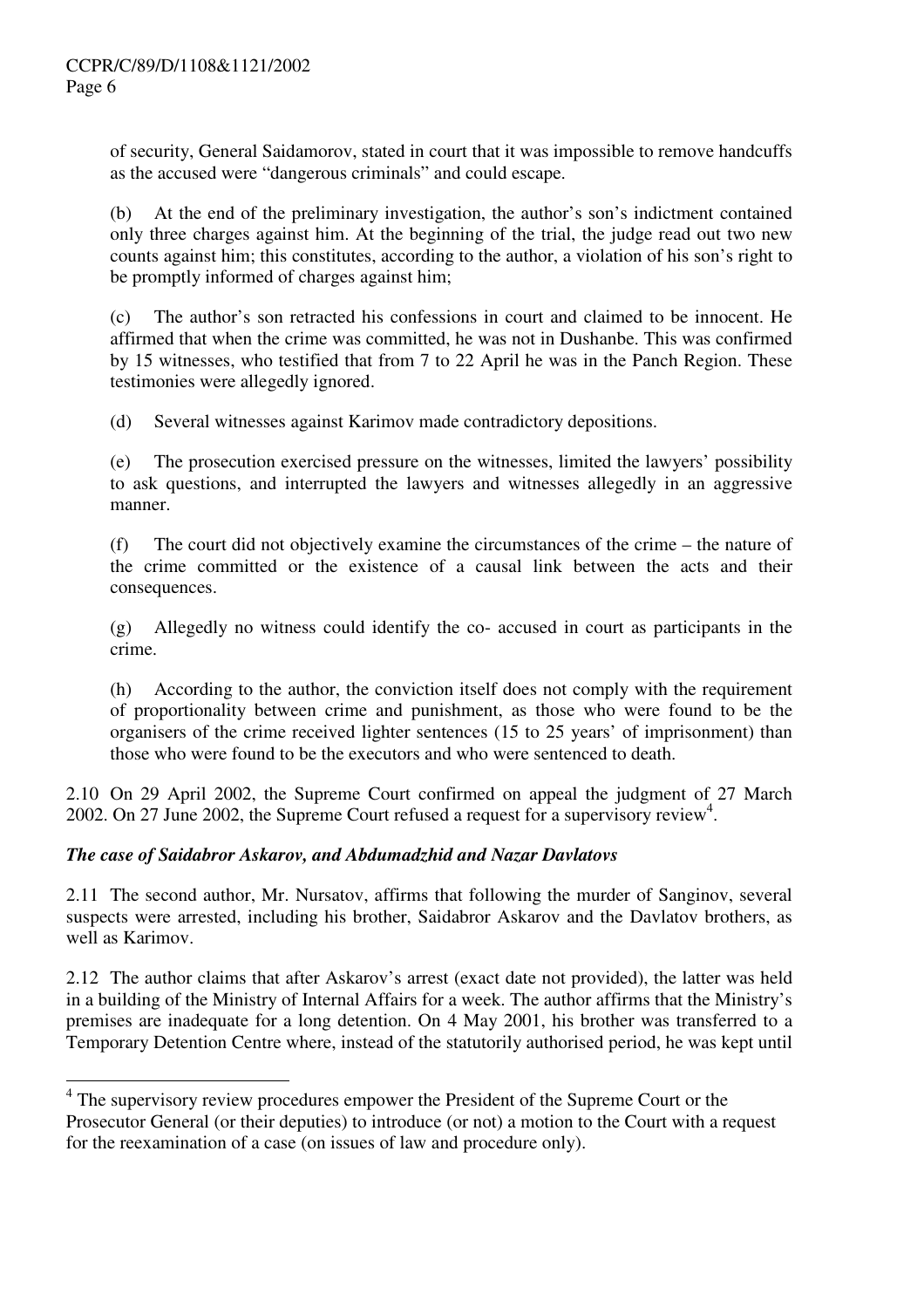of security, General Saidamorov, stated in court that it was impossible to remove handcuffs as the accused were "dangerous criminals" and could escape.

(b) At the end of the preliminary investigation, the author's son's indictment contained only three charges against him. At the beginning of the trial, the judge read out two new counts against him; this constitutes, according to the author, a violation of his son's right to be promptly informed of charges against him;

(c) The author's son retracted his confessions in court and claimed to be innocent. He affirmed that when the crime was committed, he was not in Dushanbe. This was confirmed by 15 witnesses, who testified that from 7 to 22 April he was in the Panch Region. These testimonies were allegedly ignored.

(d) Several witnesses against Karimov made contradictory depositions.

(e) The prosecution exercised pressure on the witnesses, limited the lawyers' possibility to ask questions, and interrupted the lawyers and witnesses allegedly in an aggressive manner.

(f) The court did not objectively examine the circumstances of the crime – the nature of the crime committed or the existence of a causal link between the acts and their consequences.

(g) Allegedly no witness could identify the co- accused in court as participants in the crime.

(h) According to the author, the conviction itself does not comply with the requirement of proportionality between crime and punishment, as those who were found to be the organisers of the crime received lighter sentences (15 to 25 years' of imprisonment) than those who were found to be the executors and who were sentenced to death.

2.10 On 29 April 2002, the Supreme Court confirmed on appeal the judgment of 27 March 2002. On 27 June 2002, the Supreme Court refused a request for a supervisory review[4].

***The case of Saidabror Askarov, and Abdumadzhid and Nazar Davlatovs***

2.11 The second author, Mr. Nursatov, affirms that following the murder of Sanginov, several suspects were arrested, including his brother, Saidabror Askarov and the Davlatov brothers, as well as Karimov.

2.12 The author claims that after Askarov's arrest (exact date not provided), the latter was held in a building of the Ministry of Internal Affairs for a week. The author affirms that the Ministry's premises are inadequate for a long detention. On 4 May 2001, his brother was transferred to a Temporary Detention Centre where, instead of the statutorily authorised period, he was kept until

---

[4] The supervisory review procedures empower the President of the Supreme Court or the Prosecutor General (or their deputies) to introduce (or not) a motion to the Court with a request for the reexamination of a case (on issues of law and procedure only).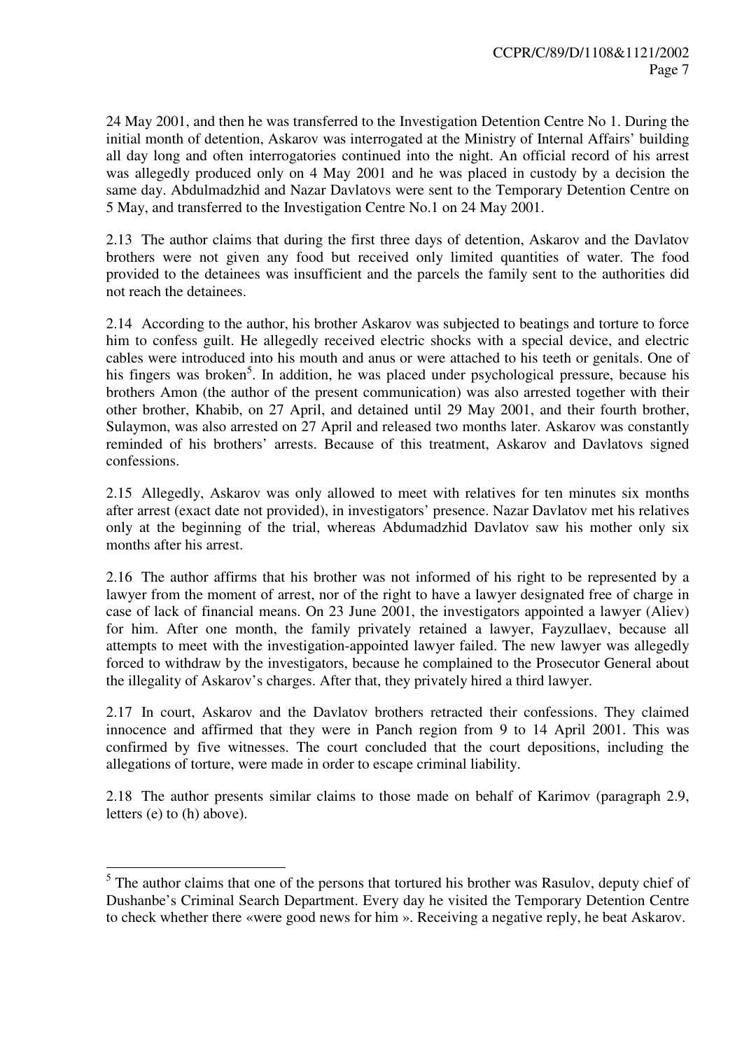24 May 2001, and then he was transferred to the Investigation Detention Centre No 1. During the initial month of detention, Askarov was interrogated at the Ministry of Internal Affairs' building all day long and often interrogatories continued into the night. An official record of his arrest was allegedly produced only on 4 May 2001 and he was placed in custody by a decision the same day. Abdulmadzhid and Nazar Davlatovs were sent to the Temporary Detention Centre on 5 May, and transferred to the Investigation Centre No.1 on 24 May 2001.

2.13 The author claims that during the first three days of detention, Askarov and the Davlatov brothers were not given any food but received only limited quantities of water. The food provided to the detainees was insufficient and the parcels the family sent to the authorities did not reach the detainees.

2.14 According to the author, his brother Askarov was subjected to beatings and torture to force him to confess guilt. He allegedly received electric shocks with a special device, and electric cables were introduced into his mouth and anus or were attached to his teeth or genitals. One of his fingers was broken[5]. In addition, he was placed under psychological pressure, because his brothers Amon (the author of the present communication) was also arrested together with their other brother, Khabib, on 27 April, and detained until 29 May 2001, and their fourth brother, Sulaymon, was also arrested on 27 April and released two months later. Askarov was constantly reminded of his brothers' arrests. Because of this treatment, Askarov and Davlatovs signed confessions.

2.15 Allegedly, Askarov was only allowed to meet with relatives for ten minutes six months after arrest (exact date not provided), in investigators' presence. Nazar Davlatov met his relatives only at the beginning of the trial, whereas Abdumadzhid Davlatov saw his mother only six months after his arrest.

2.16 The author affirms that his brother was not informed of his right to be represented by a lawyer from the moment of arrest, nor of the right to have a lawyer designated free of charge in case of lack of financial means. On 23 June 2001, the investigators appointed a lawyer (Aliev) for him. After one month, the family privately retained a lawyer, Fayzullaev, because all attempts to meet with the investigation-appointed lawyer failed. The new lawyer was allegedly forced to withdraw by the investigators, because he complained to the Prosecutor General about the illegality of Askarov's charges. After that, they privately hired a third lawyer.

2.17 In court, Askarov and the Davlatov brothers retracted their confessions. They claimed innocence and affirmed that they were in Panch region from 9 to 14 April 2001. This was confirmed by five witnesses. The court concluded that the court depositions, including the allegations of torture, were made in order to escape criminal liability.

2.18 The author presents similar claims to those made on behalf of Karimov (paragraph 2.9, letters (e) to (h) above).

---

[5] The author claims that one of the persons that tortured his brother was Rasulov, deputy chief of Dushanbe's Criminal Search Department. Every day he visited the Temporary Detention Centre to check whether there «were good news for him ». Receiving a negative reply, he beat Askarov.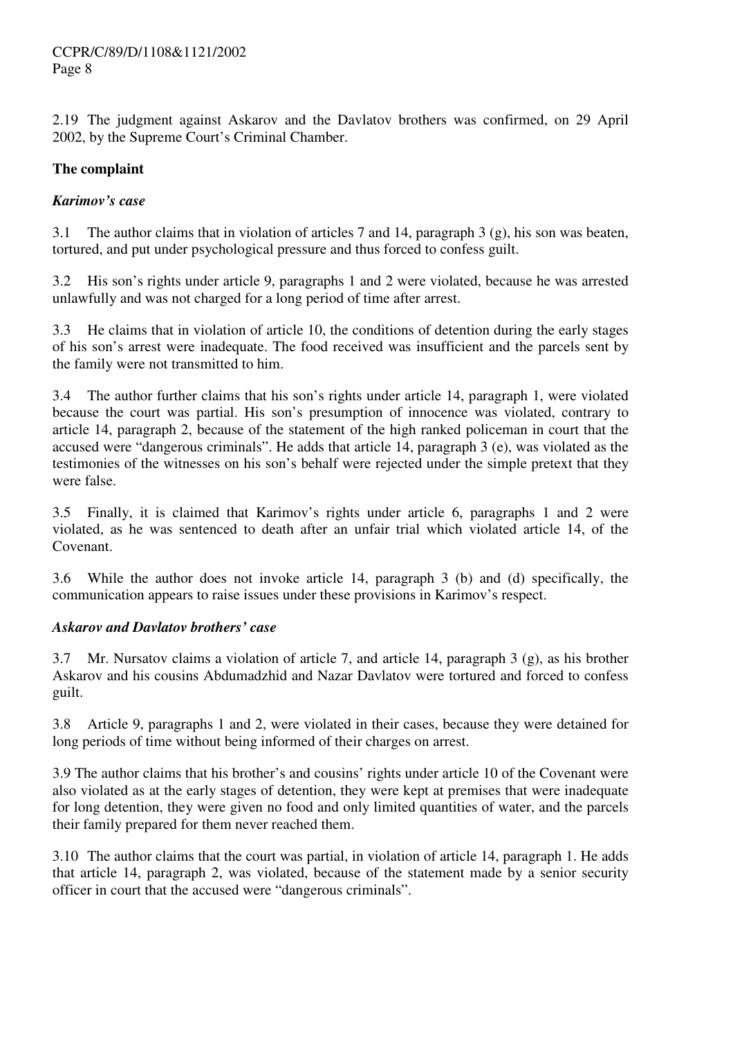2.19 The judgment against Askarov and the Davlatov brothers was confirmed, on 29 April 2002, by the Supreme Court's Criminal Chamber.

**The complaint**

***Karimov's case***

3.1 The author claims that in violation of articles 7 and 14, paragraph 3 (g), his son was beaten, tortured, and put under psychological pressure and thus forced to confess guilt.

3.2 His son's rights under article 9, paragraphs 1 and 2 were violated, because he was arrested unlawfully and was not charged for a long period of time after arrest.

3.3 He claims that in violation of article 10, the conditions of detention during the early stages of his son's arrest were inadequate. The food received was insufficient and the parcels sent by the family were not transmitted to him.

3.4 The author further claims that his son's rights under article 14, paragraph 1, were violated because the court was partial. His son's presumption of innocence was violated, contrary to article 14, paragraph 2, because of the statement of the high ranked policeman in court that the accused were "dangerous criminals". He adds that article 14, paragraph 3 (e), was violated as the testimonies of the witnesses on his son's behalf were rejected under the simple pretext that they were false.

3.5 Finally, it is claimed that Karimov's rights under article 6, paragraphs 1 and 2 were violated, as he was sentenced to death after an unfair trial which violated article 14, of the Covenant.

3.6 While the author does not invoke article 14, paragraph 3 (b) and (d) specifically, the communication appears to raise issues under these provisions in Karimov's respect.

***Askarov and Davlatov brothers' case***

3.7 Mr. Nursatov claims a violation of article 7, and article 14, paragraph 3 (g), as his brother Askarov and his cousins Abdumadzhid and Nazar Davlatov were tortured and forced to confess guilt.

3.8 Article 9, paragraphs 1 and 2, were violated in their cases, because they were detained for long periods of time without being informed of their charges on arrest.

3.9 The author claims that his brother's and cousins' rights under article 10 of the Covenant were also violated as at the early stages of detention, they were kept at premises that were inadequate for long detention, they were given no food and only limited quantities of water, and the parcels their family prepared for them never reached them.

3.10 The author claims that the court was partial, in violation of article 14, paragraph 1. He adds that article 14, paragraph 2, was violated, because of the statement made by a senior security officer in court that the accused were "dangerous criminals".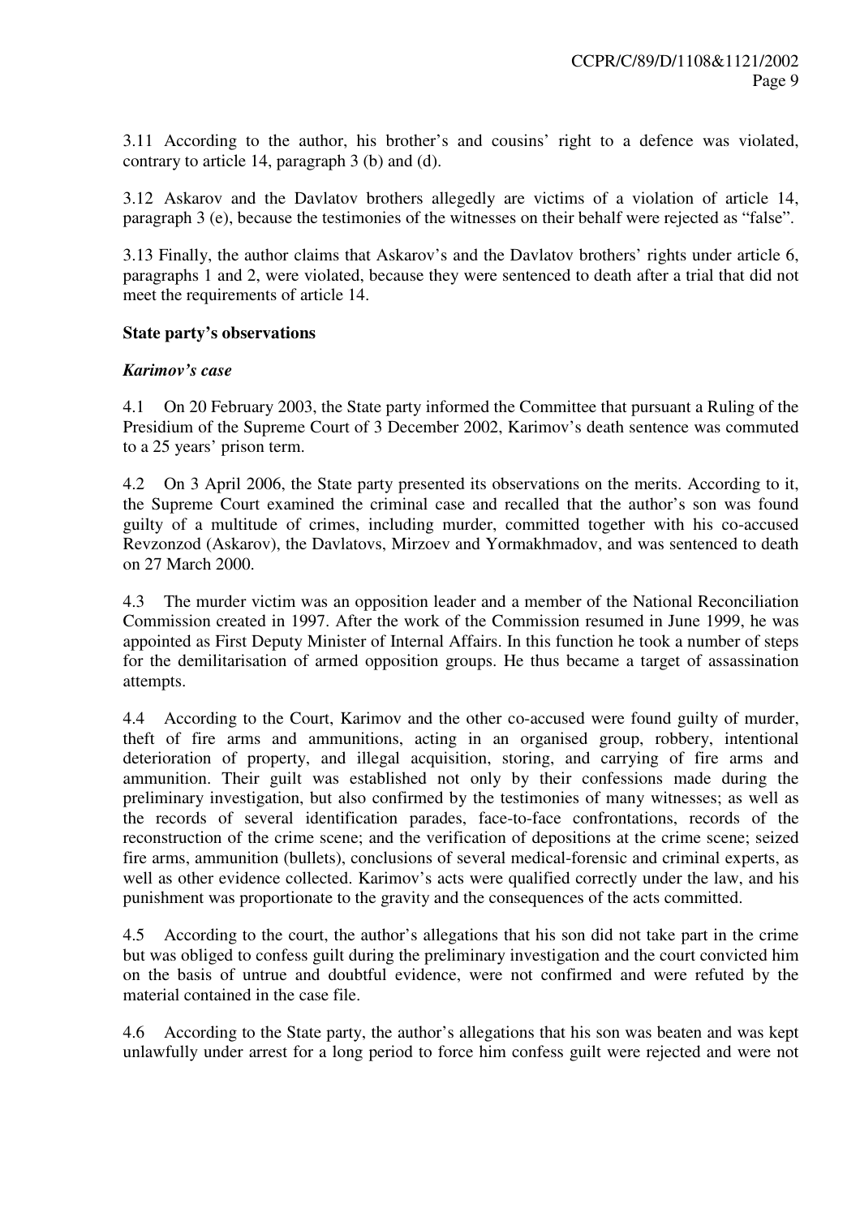3.11 According to the author, his brother's and cousins' right to a defence was violated, contrary to article 14, paragraph 3 (b) and (d).

3.12 Askarov and the Davlatov brothers allegedly are victims of a violation of article 14, paragraph 3 (e), because the testimonies of the witnesses on their behalf were rejected as "false".

3.13 Finally, the author claims that Askarov's and the Davlatov brothers' rights under article 6, paragraphs 1 and 2, were violated, because they were sentenced to death after a trial that did not meet the requirements of article 14.

**State party's observations**

***Karimov's case***

4.1 On 20 February 2003, the State party informed the Committee that pursuant a Ruling of the Presidium of the Supreme Court of 3 December 2002, Karimov's death sentence was commuted to a 25 years' prison term.

4.2 On 3 April 2006, the State party presented its observations on the merits. According to it, the Supreme Court examined the criminal case and recalled that the author's son was found guilty of a multitude of crimes, including murder, committed together with his co-accused Revzonzod (Askarov), the Davlatovs, Mirzoev and Yormakhmadov, and was sentenced to death on 27 March 2000.

4.3 The murder victim was an opposition leader and a member of the National Reconciliation Commission created in 1997. After the work of the Commission resumed in June 1999, he was appointed as First Deputy Minister of Internal Affairs. In this function he took a number of steps for the demilitarisation of armed opposition groups. He thus became a target of assassination attempts.

4.4 According to the Court, Karimov and the other co-accused were found guilty of murder, theft of fire arms and ammunitions, acting in an organised group, robbery, intentional deterioration of property, and illegal acquisition, storing, and carrying of fire arms and ammunition. Their guilt was established not only by their confessions made during the preliminary investigation, but also confirmed by the testimonies of many witnesses; as well as the records of several identification parades, face-to-face confrontations, records of the reconstruction of the crime scene; and the verification of depositions at the crime scene; seized fire arms, ammunition (bullets), conclusions of several medical-forensic and criminal experts, as well as other evidence collected. Karimov's acts were qualified correctly under the law, and his punishment was proportionate to the gravity and the consequences of the acts committed.

4.5 According to the court, the author's allegations that his son did not take part in the crime but was obliged to confess guilt during the preliminary investigation and the court convicted him on the basis of untrue and doubtful evidence, were not confirmed and were refuted by the material contained in the case file.

4.6 According to the State party, the author's allegations that his son was beaten and was kept unlawfully under arrest for a long period to force him confess guilt were rejected and were not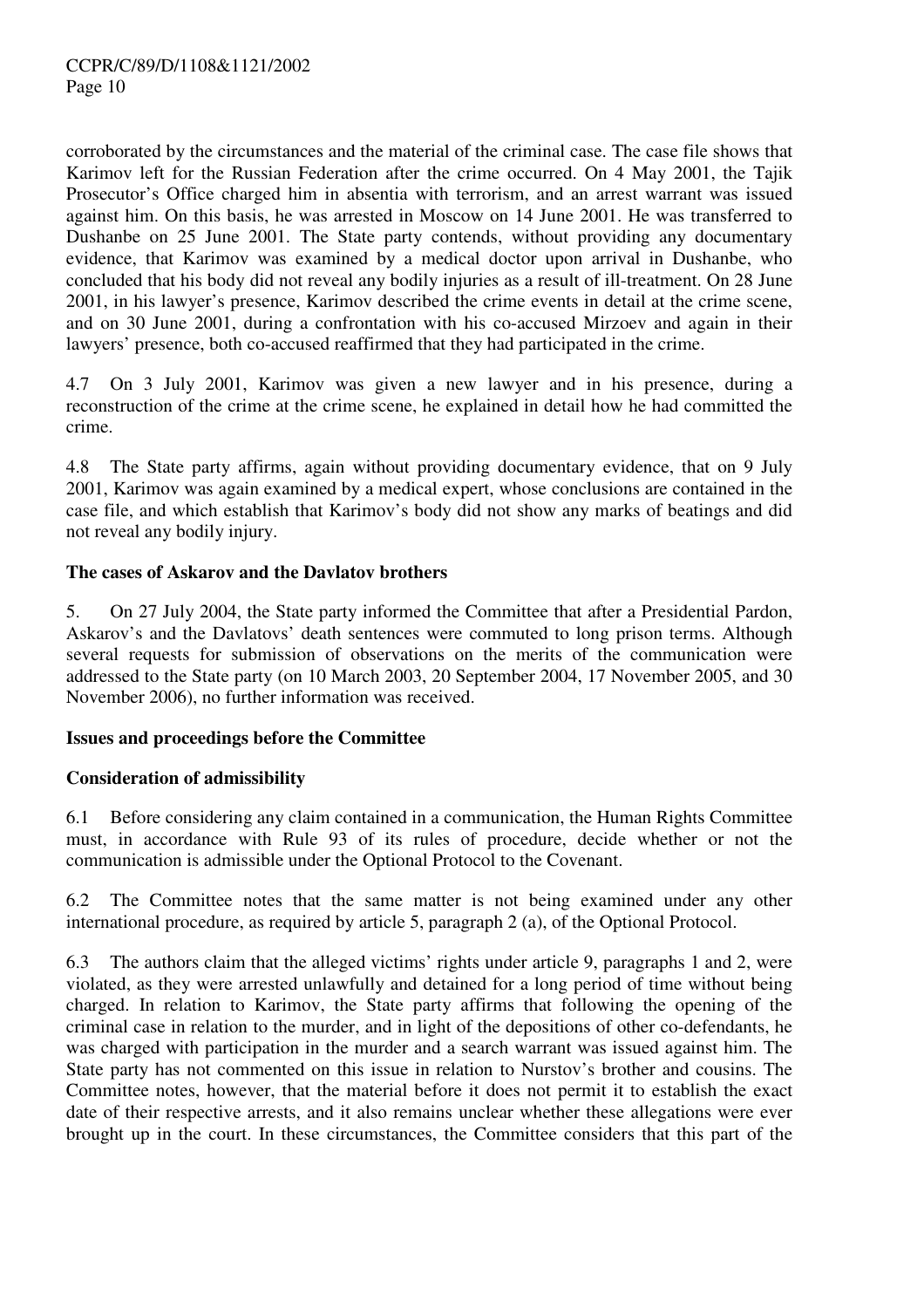corroborated by the circumstances and the material of the criminal case. The case file shows that Karimov left for the Russian Federation after the crime occurred. On 4 May 2001, the Tajik Prosecutor's Office charged him in absentia with terrorism, and an arrest warrant was issued against him. On this basis, he was arrested in Moscow on 14 June 2001. He was transferred to Dushanbe on 25 June 2001. The State party contends, without providing any documentary evidence, that Karimov was examined by a medical doctor upon arrival in Dushanbe, who concluded that his body did not reveal any bodily injuries as a result of ill-treatment. On 28 June 2001, in his lawyer's presence, Karimov described the crime events in detail at the crime scene, and on 30 June 2001, during a confrontation with his co-accused Mirzoev and again in their lawyers' presence, both co-accused reaffirmed that they had participated in the crime.

4.7 On 3 July 2001, Karimov was given a new lawyer and in his presence, during a reconstruction of the crime at the crime scene, he explained in detail how he had committed the crime.

4.8 The State party affirms, again without providing documentary evidence, that on 9 July 2001, Karimov was again examined by a medical expert, whose conclusions are contained in the case file, and which establish that Karimov's body did not show any marks of beatings and did not reveal any bodily injury.

**The cases of Askarov and the Davlatov brothers**

5. On 27 July 2004, the State party informed the Committee that after a Presidential Pardon, Askarov's and the Davlatovs' death sentences were commuted to long prison terms. Although several requests for submission of observations on the merits of the communication were addressed to the State party (on 10 March 2003, 20 September 2004, 17 November 2005, and 30 November 2006), no further information was received.

**Issues and proceedings before the Committee**

**Consideration of admissibility**

6.1 Before considering any claim contained in a communication, the Human Rights Committee must, in accordance with Rule 93 of its rules of procedure, decide whether or not the communication is admissible under the Optional Protocol to the Covenant.

6.2 The Committee notes that the same matter is not being examined under any other international procedure, as required by article 5, paragraph 2 (a), of the Optional Protocol.

6.3 The authors claim that the alleged victims' rights under article 9, paragraphs 1 and 2, were violated, as they were arrested unlawfully and detained for a long period of time without being charged. In relation to Karimov, the State party affirms that following the opening of the criminal case in relation to the murder, and in light of the depositions of other co-defendants, he was charged with participation in the murder and a search warrant was issued against him. The State party has not commented on this issue in relation to Nurstov's brother and cousins. The Committee notes, however, that the material before it does not permit it to establish the exact date of their respective arrests, and it also remains unclear whether these allegations were ever brought up in the court. In these circumstances, the Committee considers that this part of the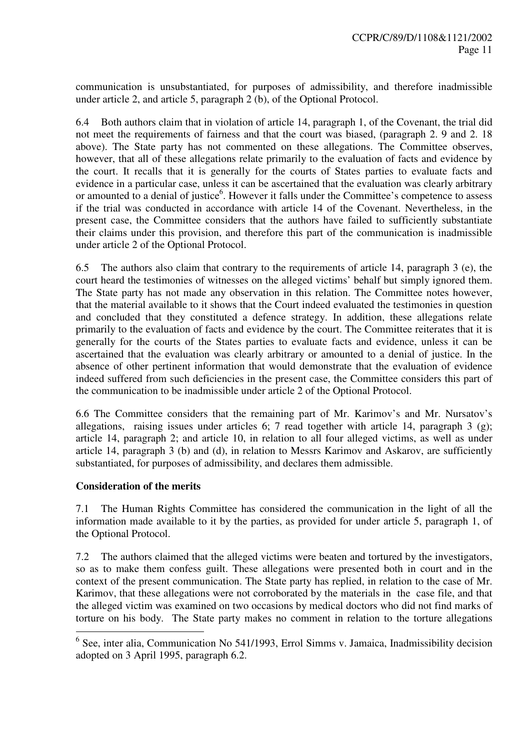communication is unsubstantiated, for purposes of admissibility, and therefore inadmissible under article 2, and article 5, paragraph 2 (b), of the Optional Protocol.

6.4 Both authors claim that in violation of article 14, paragraph 1, of the Covenant, the trial did not meet the requirements of fairness and that the court was biased, (paragraph 2. 9 and 2. 18 above). The State party has not commented on these allegations. The Committee observes, however, that all of these allegations relate primarily to the evaluation of facts and evidence by the court. It recalls that it is generally for the courts of States parties to evaluate facts and evidence in a particular case, unless it can be ascertained that the evaluation was clearly arbitrary or amounted to a denial of justice[6]. However it falls under the Committee's competence to assess if the trial was conducted in accordance with article 14 of the Covenant. Nevertheless, in the present case, the Committee considers that the authors have failed to sufficiently substantiate their claims under this provision, and therefore this part of the communication is inadmissible under article 2 of the Optional Protocol.

6.5 The authors also claim that contrary to the requirements of article 14, paragraph 3 (e), the court heard the testimonies of witnesses on the alleged victims' behalf but simply ignored them. The State party has not made any observation in this relation. The Committee notes however, that the material available to it shows that the Court indeed evaluated the testimonies in question and concluded that they constituted a defence strategy. In addition, these allegations relate primarily to the evaluation of facts and evidence by the court. The Committee reiterates that it is generally for the courts of the States parties to evaluate facts and evidence, unless it can be ascertained that the evaluation was clearly arbitrary or amounted to a denial of justice. In the absence of other pertinent information that would demonstrate that the evaluation of evidence indeed suffered from such deficiencies in the present case, the Committee considers this part of the communication to be inadmissible under article 2 of the Optional Protocol.

6.6 The Committee considers that the remaining part of Mr. Karimov's and Mr. Nursatov's allegations, raising issues under articles 6; 7 read together with article 14, paragraph 3 (g); article 14, paragraph 2; and article 10, in relation to all four alleged victims, as well as under article 14, paragraph 3 (b) and (d), in relation to Messrs Karimov and Askarov, are sufficiently substantiated, for purposes of admissibility, and declares them admissible.

**Consideration of the merits**

7.1 The Human Rights Committee has considered the communication in the light of all the information made available to it by the parties, as provided for under article 5, paragraph 1, of the Optional Protocol.

7.2 The authors claimed that the alleged victims were beaten and tortured by the investigators, so as to make them confess guilt. These allegations were presented both in court and in the context of the present communication. The State party has replied, in relation to the case of Mr. Karimov, that these allegations were not corroborated by the materials in the case file, and that the alleged victim was examined on two occasions by medical doctors who did not find marks of torture on his body. The State party makes no comment in relation to the torture allegations

[6] See, inter alia, Communication No 541/1993, Errol Simms v. Jamaica, Inadmissibility decision adopted on 3 April 1995, paragraph 6.2.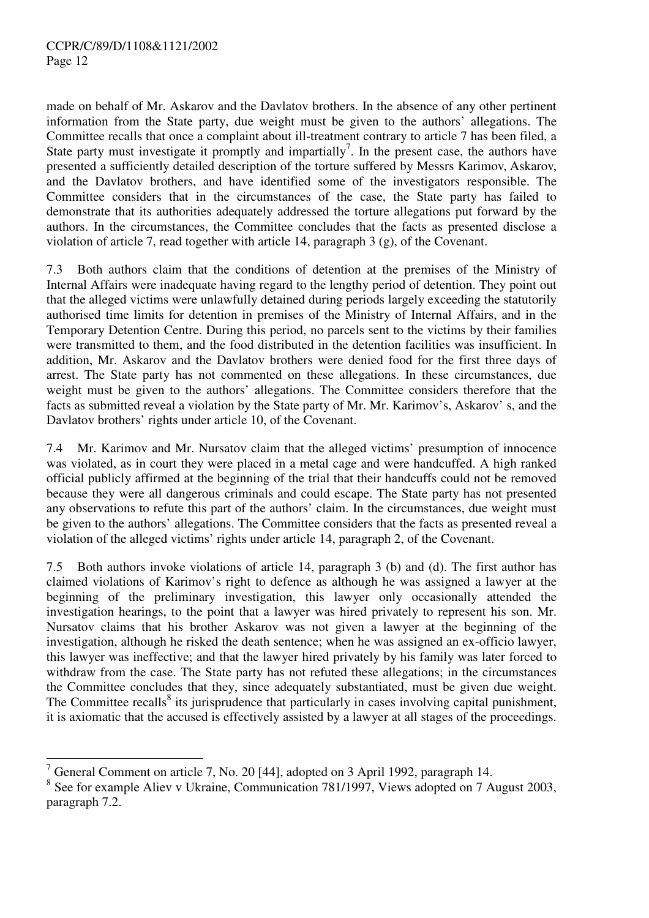made on behalf of Mr. Askarov and the Davlatov brothers. In the absence of any other pertinent information from the State party, due weight must be given to the authors' allegations. The Committee recalls that once a complaint about ill-treatment contrary to article 7 has been filed, a State party must investigate it promptly and impartially[7]. In the present case, the authors have presented a sufficiently detailed description of the torture suffered by Messrs Karimov, Askarov, and the Davlatov brothers, and have identified some of the investigators responsible. The Committee considers that in the circumstances of the case, the State party has failed to demonstrate that its authorities adequately addressed the torture allegations put forward by the authors. In the circumstances, the Committee concludes that the facts as presented disclose a violation of article 7, read together with article 14, paragraph 3 (g), of the Covenant.

7.3 Both authors claim that the conditions of detention at the premises of the Ministry of Internal Affairs were inadequate having regard to the lengthy period of detention. They point out that the alleged victims were unlawfully detained during periods largely exceeding the statutorily authorised time limits for detention in premises of the Ministry of Internal Affairs, and in the Temporary Detention Centre. During this period, no parcels sent to the victims by their families were transmitted to them, and the food distributed in the detention facilities was insufficient. In addition, Mr. Askarov and the Davlatov brothers were denied food for the first three days of arrest. The State party has not commented on these allegations. In these circumstances, due weight must be given to the authors' allegations. The Committee considers therefore that the facts as submitted reveal a violation by the State party of Mr. Mr. Karimov's, Askarov' s, and the Davlatov brothers' rights under article 10, of the Covenant.

7.4 Mr. Karimov and Mr. Nursatov claim that the alleged victims' presumption of innocence was violated, as in court they were placed in a metal cage and were handcuffed. A high ranked official publicly affirmed at the beginning of the trial that their handcuffs could not be removed because they were all dangerous criminals and could escape. The State party has not presented any observations to refute this part of the authors' claim. In the circumstances, due weight must be given to the authors' allegations. The Committee considers that the facts as presented reveal a violation of the alleged victims' rights under article 14, paragraph 2, of the Covenant.

7.5 Both authors invoke violations of article 14, paragraph 3 (b) and (d). The first author has claimed violations of Karimov's right to defence as although he was assigned a lawyer at the beginning of the preliminary investigation, this lawyer only occasionally attended the investigation hearings, to the point that a lawyer was hired privately to represent his son. Mr. Nursatov claims that his brother Askarov was not given a lawyer at the beginning of the investigation, although he risked the death sentence; when he was assigned an ex-officio lawyer, this lawyer was ineffective; and that the lawyer hired privately by his family was later forced to withdraw from the case. The State party has not refuted these allegations; in the circumstances the Committee concludes that they, since adequately substantiated, must be given due weight. The Committee recalls[8] its jurisprudence that particularly in cases involving capital punishment, it is axiomatic that the accused is effectively assisted by a lawyer at all stages of the proceedings.

---

[7] General Comment on article 7, No. 20 [44], adopted on 3 April 1992, paragraph 14.

[8] See for example Aliev v Ukraine, Communication 781/1997, Views adopted on 7 August 2003, paragraph 7.2.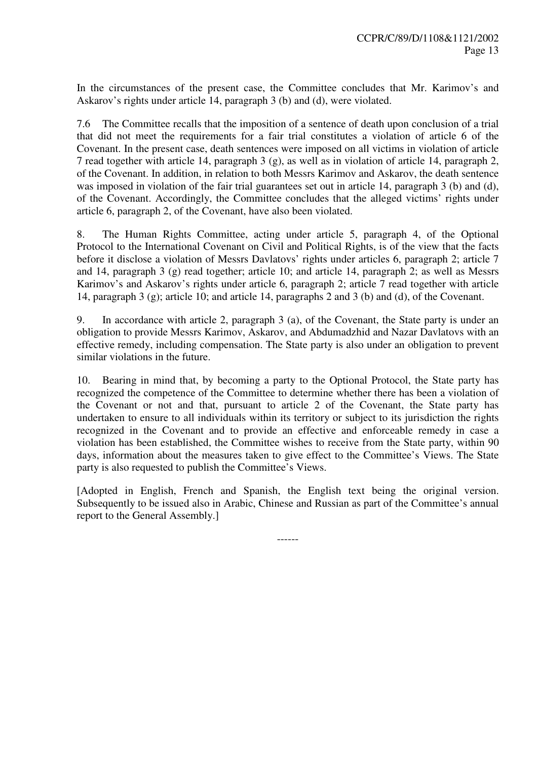In the circumstances of the present case, the Committee concludes that Mr. Karimov's and Askarov's rights under article 14, paragraph 3 (b) and (d), were violated.

7.6 The Committee recalls that the imposition of a sentence of death upon conclusion of a trial that did not meet the requirements for a fair trial constitutes a violation of article 6 of the Covenant. In the present case, death sentences were imposed on all victims in violation of article 7 read together with article 14, paragraph 3 (g), as well as in violation of article 14, paragraph 2, of the Covenant. In addition, in relation to both Messrs Karimov and Askarov, the death sentence was imposed in violation of the fair trial guarantees set out in article 14, paragraph 3 (b) and (d), of the Covenant. Accordingly, the Committee concludes that the alleged victims' rights under article 6, paragraph 2, of the Covenant, have also been violated.

8. The Human Rights Committee, acting under article 5, paragraph 4, of the Optional Protocol to the International Covenant on Civil and Political Rights, is of the view that the facts before it disclose a violation of Messrs Davlatovs' rights under articles 6, paragraph 2; article 7 and 14, paragraph 3 (g) read together; article 10; and article 14, paragraph 2; as well as Messrs Karimov's and Askarov's rights under article 6, paragraph 2; article 7 read together with article 14, paragraph 3 (g); article 10; and article 14, paragraphs 2 and 3 (b) and (d), of the Covenant.

9. In accordance with article 2, paragraph 3 (a), of the Covenant, the State party is under an obligation to provide Messrs Karimov, Askarov, and Abdumadzhid and Nazar Davlatovs with an effective remedy, including compensation. The State party is also under an obligation to prevent similar violations in the future.

10. Bearing in mind that, by becoming a party to the Optional Protocol, the State party has recognized the competence of the Committee to determine whether there has been a violation of the Covenant or not and that, pursuant to article 2 of the Covenant, the State party has undertaken to ensure to all individuals within its territory or subject to its jurisdiction the rights recognized in the Covenant and to provide an effective and enforceable remedy in case a violation has been established, the Committee wishes to receive from the State party, within 90 days, information about the measures taken to give effect to the Committee's Views. The State party is also requested to publish the Committee's Views.

[Adopted in English, French and Spanish, the English text being the original version. Subsequently to be issued also in Arabic, Chinese and Russian as part of the Committee's annual report to the General Assembly.]

------